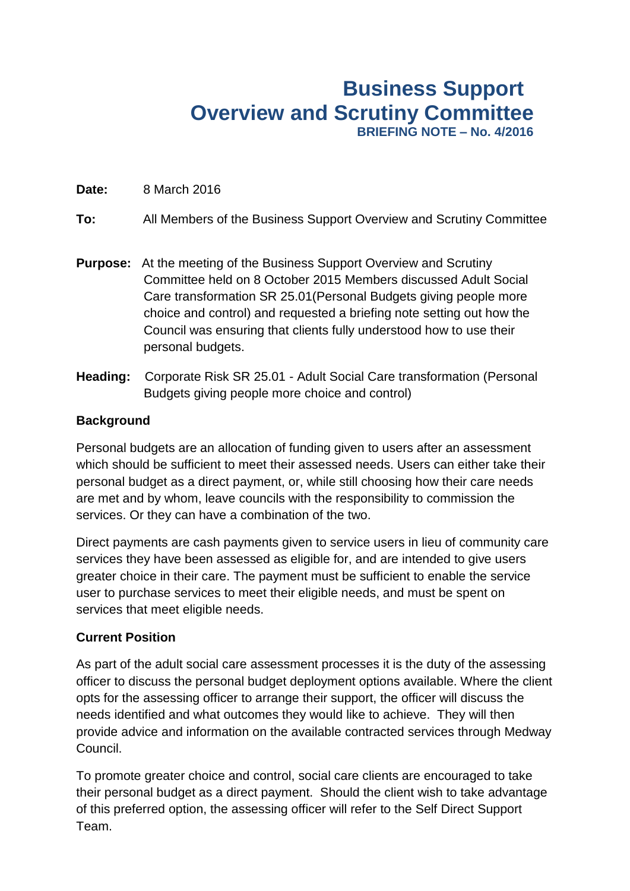# Business Support Overview and Scrutiny Committee

**BRIEFING NOTE – No. 4/2016**

**Date:** 8 March 2016

**To:** All Members of the Business Support Overview and Scrutiny Committee

**Purpose:** At the meeting of the Business Support Overview and Scrutiny Committee held on 8 October 2015 Members discussed Adult Social Care transformation SR 25.01(Personal Budgets giving people more choice and control) and requested a briefing note setting out how the Council was ensuring that clients fully understood how to use their personal budgets.

**Heading:** Corporate Risk SR 25.01 - Adult Social Care transformation (Personal Budgets giving people more choice and control)

**Background**

Personal budgets are an allocation of funding given to users after an assessment which should be sufficient to meet their assessed needs. Users can either take their personal budget as a direct payment, or, while still choosing how their care needs are met and by whom, leave councils with the responsibility to commission the services. Or they can have a combination of the two.

Direct payments are cash payments given to service users in lieu of community care services they have been assessed as eligible for, and are intended to give users greater choice in their care. The payment must be sufficient to enable the service user to purchase services to meet their eligible needs, and must be spent on services that meet eligible needs.

**Current Position**

As part of the adult social care assessment processes it is the duty of the assessing officer to discuss the personal budget deployment options available. Where the client opts for the assessing officer to arrange their support, the officer will discuss the needs identified and what outcomes they would like to achieve. They will then provide advice and information on the available contracted services through Medway Council.

To promote greater choice and control, social care clients are encouraged to take their personal budget as a direct payment. Should the client wish to take advantage of this preferred option, the assessing officer will refer to the Self Direct Support Team.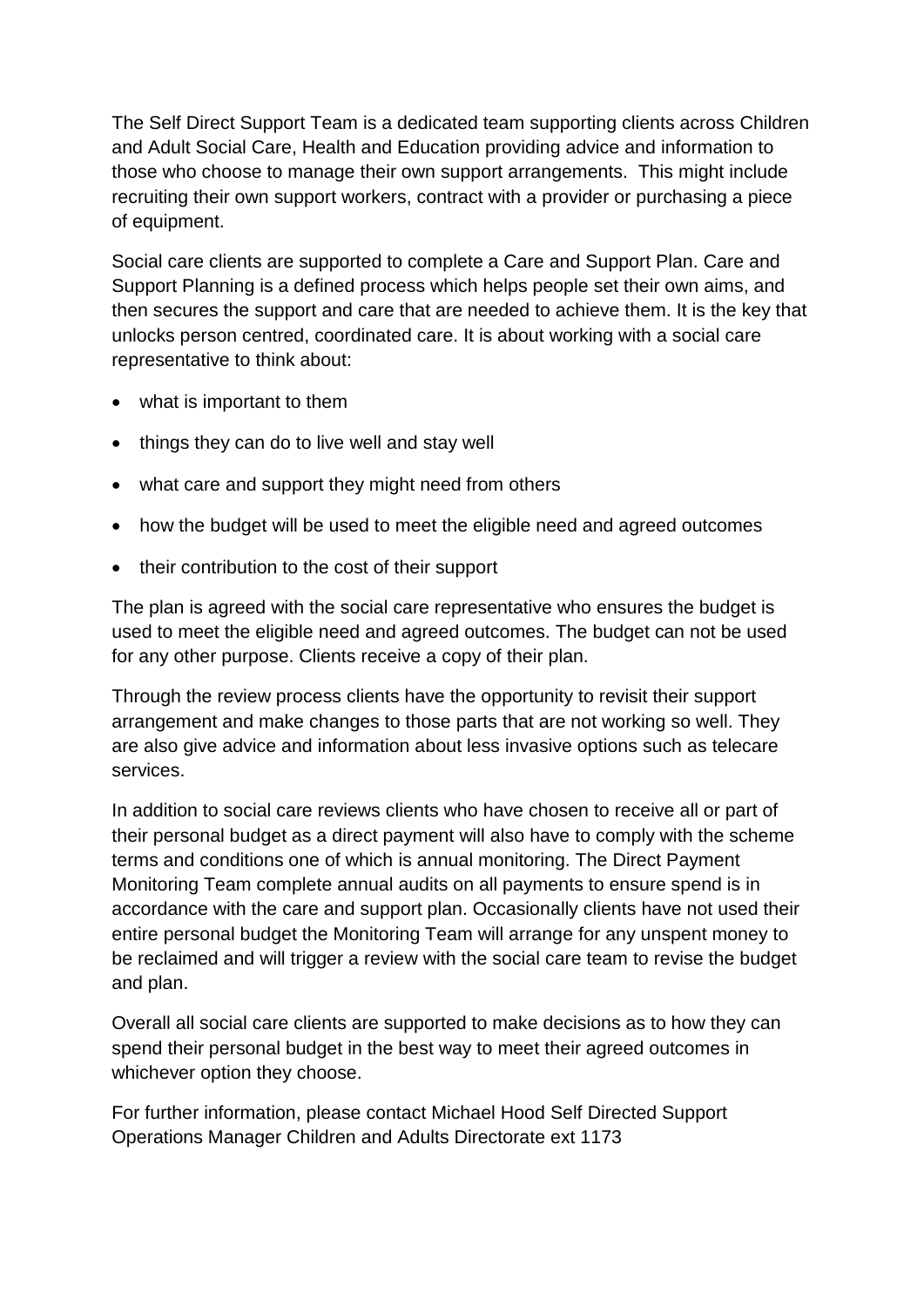The Self Direct Support Team is a dedicated team supporting clients across Children and Adult Social Care, Health and Education providing advice and information to those who choose to manage their own support arrangements. This might include recruiting their own support workers, contract with a provider or purchasing a piece of equipment.

Social care clients are supported to complete a Care and Support Plan. Care and Support Planning is a defined process which helps people set their own aims, and then secures the support and care that are needed to achieve them. It is the key that unlocks person centred, coordinated care. It is about working with a social care representative to think about:

- what is important to them
- things they can do to live well and stay well
- what care and support they might need from others
- how the budget will be used to meet the eligible need and agreed outcomes
- their contribution to the cost of their support

The plan is agreed with the social care representative who ensures the budget is used to meet the eligible need and agreed outcomes. The budget can not be used for any other purpose. Clients receive a copy of their plan.

Through the review process clients have the opportunity to revisit their support arrangement and make changes to those parts that are not working so well. They are also give advice and information about less invasive options such as telecare services.

In addition to social care reviews clients who have chosen to receive all or part of their personal budget as a direct payment will also have to comply with the scheme terms and conditions one of which is annual monitoring. The Direct Payment Monitoring Team complete annual audits on all payments to ensure spend is in accordance with the care and support plan. Occasionally clients have not used their entire personal budget the Monitoring Team will arrange for any unspent money to be reclaimed and will trigger a review with the social care team to revise the budget and plan.

Overall all social care clients are supported to make decisions as to how they can spend their personal budget in the best way to meet their agreed outcomes in whichever option they choose.

For further information, please contact Michael Hood Self Directed Support Operations Manager Children and Adults Directorate ext 1173